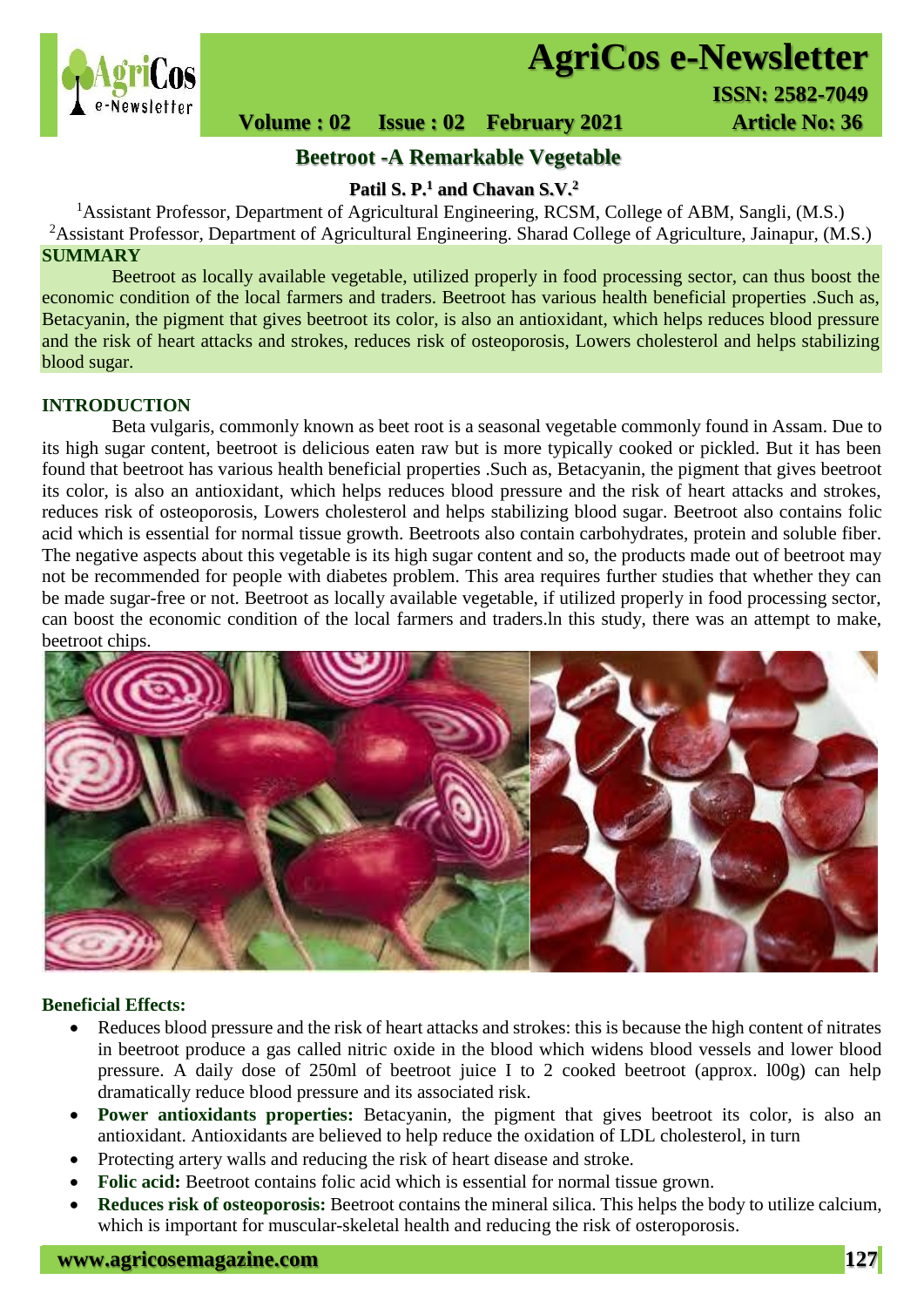# Beetroot -A Remarkable Vegetable

**Patil S. P.[1] and Chavan S.V.[2]**

[1]Assistant Professor, Department of Agricultural Engineering, RCSM, College of ABM, Sangli, (M.S.)
[2]Assistant Professor, Department of Agricultural Engineering. Sharad College of Agriculture, Jainapur, (M.S.)

## SUMMARY

Beetroot as locally available vegetable, utilized properly in food processing sector, can thus boost the economic condition of the local farmers and traders. Beetroot has various health beneficial properties .Such as, Betacyanin, the pigment that gives beetroot its color, is also an antioxidant, which helps reduces blood pressure and the risk of heart attacks and strokes, reduces risk of osteoporosis, Lowers cholesterol and helps stabilizing blood sugar.

## INTRODUCTION

Beta vulgaris, commonly known as beet root is a seasonal vegetable commonly found in Assam. Due to its high sugar content, beetroot is delicious eaten raw but is more typically cooked or pickled. But it has been found that beetroot has various health beneficial properties .Such as, Betacyanin, the pigment that gives beetroot its color, is also an antioxidant, which helps reduces blood pressure and the risk of heart attacks and strokes, reduces risk of osteoporosis, Lowers cholesterol and helps stabilizing blood sugar. Beetroot also contains folic acid which is essential for normal tissue growth. Beetroots also contain carbohydrates, protein and soluble fiber. The negative aspects about this vegetable is its high sugar content and so, the products made out of beetroot may not be recommended for people with diabetes problem. This area requires further studies that whether they can be made sugar-free or not. Beetroot as locally available vegetable, if utilized properly in food processing sector, can boost the economic condition of the local farmers and traders.ln this study, there was an attempt to make, beetroot chips.

### Beneficial Effects:

- Reduces blood pressure and the risk of heart attacks and strokes: this is because the high content of nitrates in beetroot produce a gas called nitric oxide in the blood which widens blood vessels and lower blood pressure. A daily dose of 250ml of beetroot juice I to 2 cooked beetroot (approx. l00g) can help dramatically reduce blood pressure and its associated risk.
- **Power antioxidants properties:** Betacyanin, the pigment that gives beetroot its color, is also an antioxidant. Antioxidants are believed to help reduce the oxidation of LDL cholesterol, in turn
- Protecting artery walls and reducing the risk of heart disease and stroke.
- **Folic acid:** Beetroot contains folic acid which is essential for normal tissue grown.
- **Reduces risk of osteoporosis:** Beetroot contains the mineral silica. This helps the body to utilize calcium, which is important for muscular-skeletal health and reducing the risk of osteroporosis.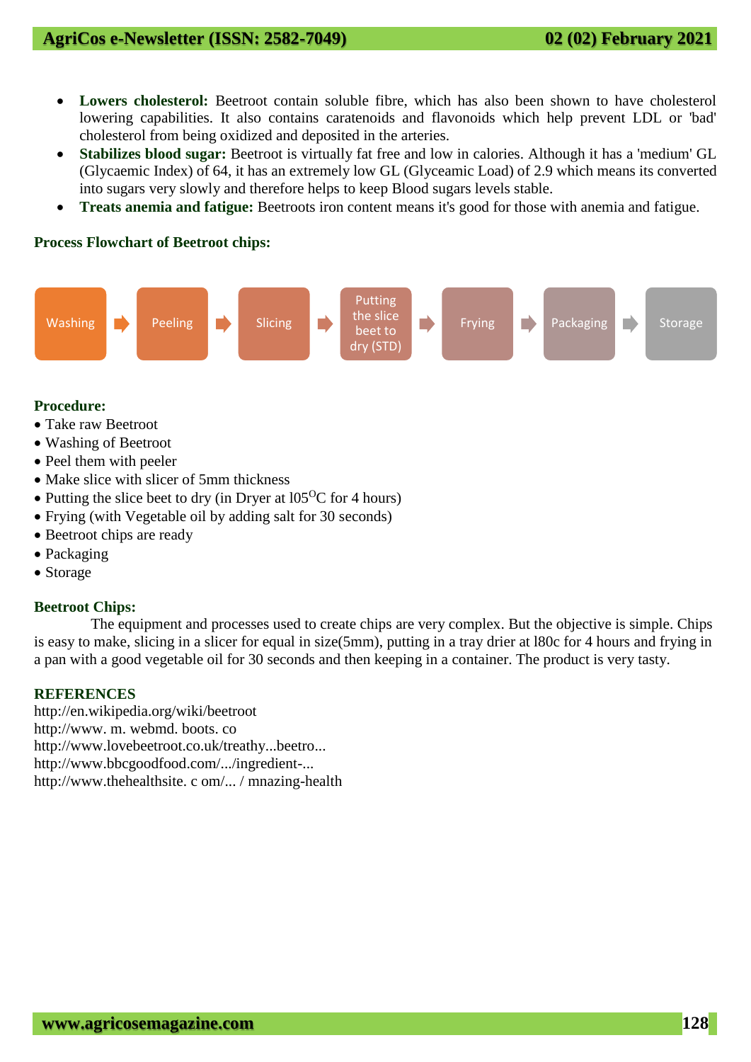- **Lowers cholesterol:** Beetroot contain soluble fibre, which has also been shown to have cholesterol lowering capabilities. It also contains caratenoids and flavonoids which help prevent LDL or 'bad' cholesterol from being oxidized and deposited in the arteries.
- **Stabilizes blood sugar:** Beetroot is virtually fat free and low in calories. Although it has a 'medium' GL (Glycaemic Index) of 64, it has an extremely low GL (Glyceamic Load) of 2.9 which means its converted into sugars very slowly and therefore helps to keep Blood sugars levels stable.
- **Treats anemia and fatigue:** Beetroots iron content means it's good for those with anemia and fatigue.

**Process Flowchart of Beetroot chips:**

Washing → Peeling → Slicing → Putting the slice beet to dry (STD) → Frying → Packaging → Storage

**Procedure:**

- Take raw Beetroot
- Washing of Beetroot
- Peel them with peeler
- Make slice with slicer of 5mm thickness
- Putting the slice beet to dry (in Dryer at l05$^{O}$C for 4 hours)
- Frying (with Vegetable oil by adding salt for 30 seconds)
- Beetroot chips are ready
- Packaging
- Storage

**Beetroot Chips:**

The equipment and processes used to create chips are very complex. But the objective is simple. Chips is easy to make, slicing in a slicer for equal in size(5mm), putting in a tray drier at l80c for 4 hours and frying in a pan with a good vegetable oil for 30 seconds and then keeping in a container. The product is very tasty.

**REFERENCES**

http://en.wikipedia.org/wiki/beetroot
http://www. m. webmd. boots. co
http://www.lovebeetroot.co.uk/treathy...beetro...
http://www.bbcgoodfood.com/.../ingredient-...
http://www.thehealthsite. c om/... / mnazing-health